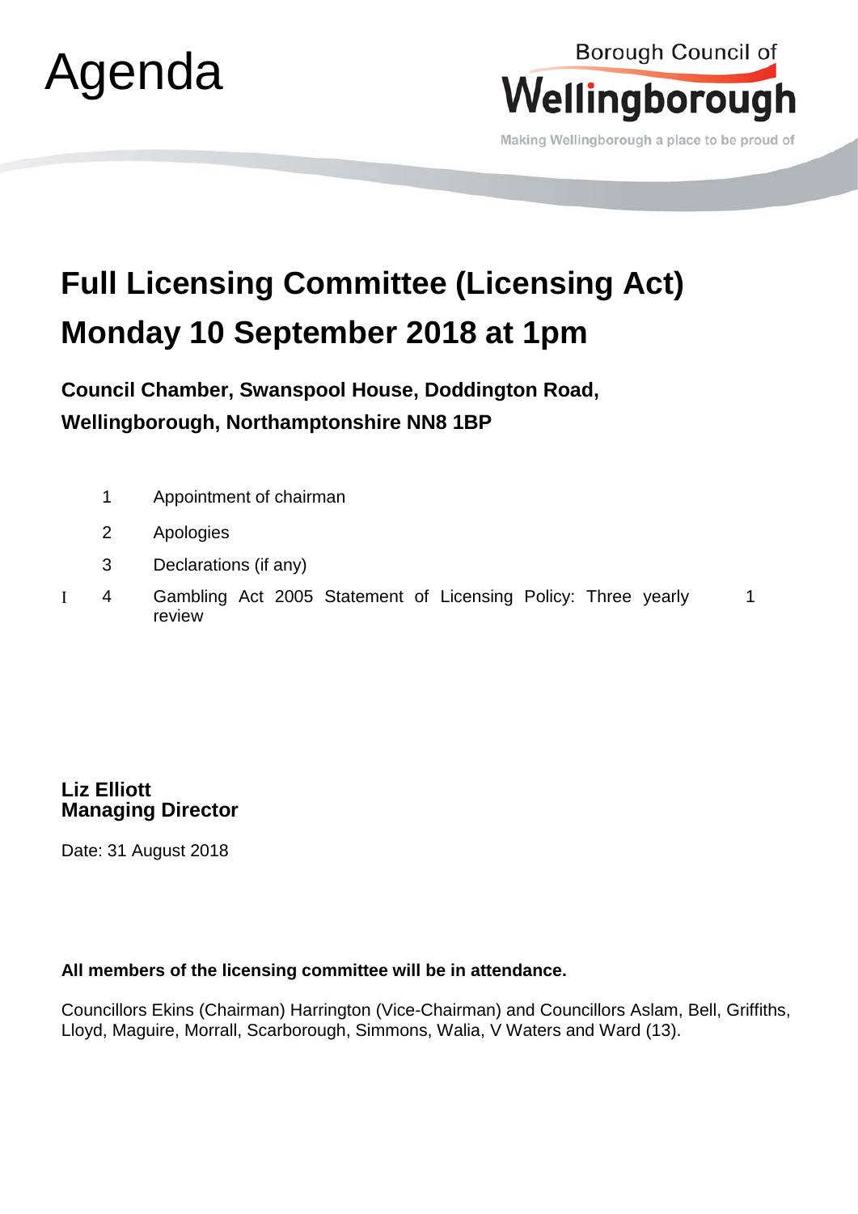# Agenda

Borough Council of **Wellingborough**

Making Wellingborough a place to be proud of

# Full Licensing Committee (Licensing Act)

# Monday 10 September 2018 at 1pm

**Council Chamber, Swanspool House, Doddington Road, Wellingborough, Northamptonshire NN8 1BP**

| | | | |
|---|---|---|---|
| | 1 | Appointment of chairman | |
| | 2 | Apologies | |
| | 3 | Declarations (if any) | |
| I | 4 | Gambling Act 2005 Statement of Licensing Policy: Three yearly review | 1 |

**Liz Elliott**
**Managing Director**

Date: 31 August 2018

**All members of the licensing committee will be in attendance.**

Councillors Ekins (Chairman) Harrington (Vice-Chairman) and Councillors Aslam, Bell, Griffiths, Lloyd, Maguire, Morrall, Scarborough, Simmons, Walia, V Waters and Ward (13).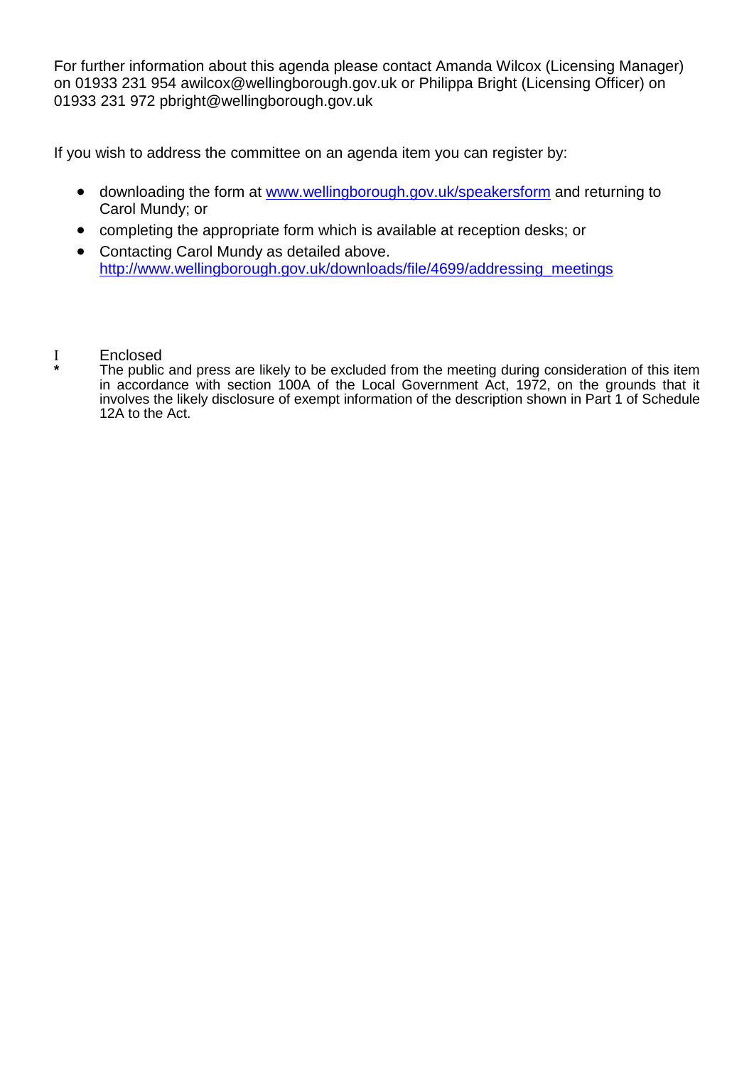For further information about this agenda please contact Amanda Wilcox (Licensing Manager) on 01933 231 954 awilcox@wellingborough.gov.uk or Philippa Bright (Licensing Officer) on 01933 231 972 pbright@wellingborough.gov.uk

If you wish to address the committee on an agenda item you can register by:

- downloading the form at [www.wellingborough.gov.uk/speakersform](www.wellingborough.gov.uk/speakersform) and returning to Carol Mundy; or
- completing the appropriate form which is available at reception desks; or
- Contacting Carol Mundy as detailed above.
  [http://www.wellingborough.gov.uk/downloads/file/4699/addressing_meetings](http://www.wellingborough.gov.uk/downloads/file/4699/addressing_meetings)

I Enclosed

* The public and press are likely to be excluded from the meeting during consideration of this item in accordance with section 100A of the Local Government Act, 1972, on the grounds that it involves the likely disclosure of exempt information of the description shown in Part 1 of Schedule 12A to the Act.